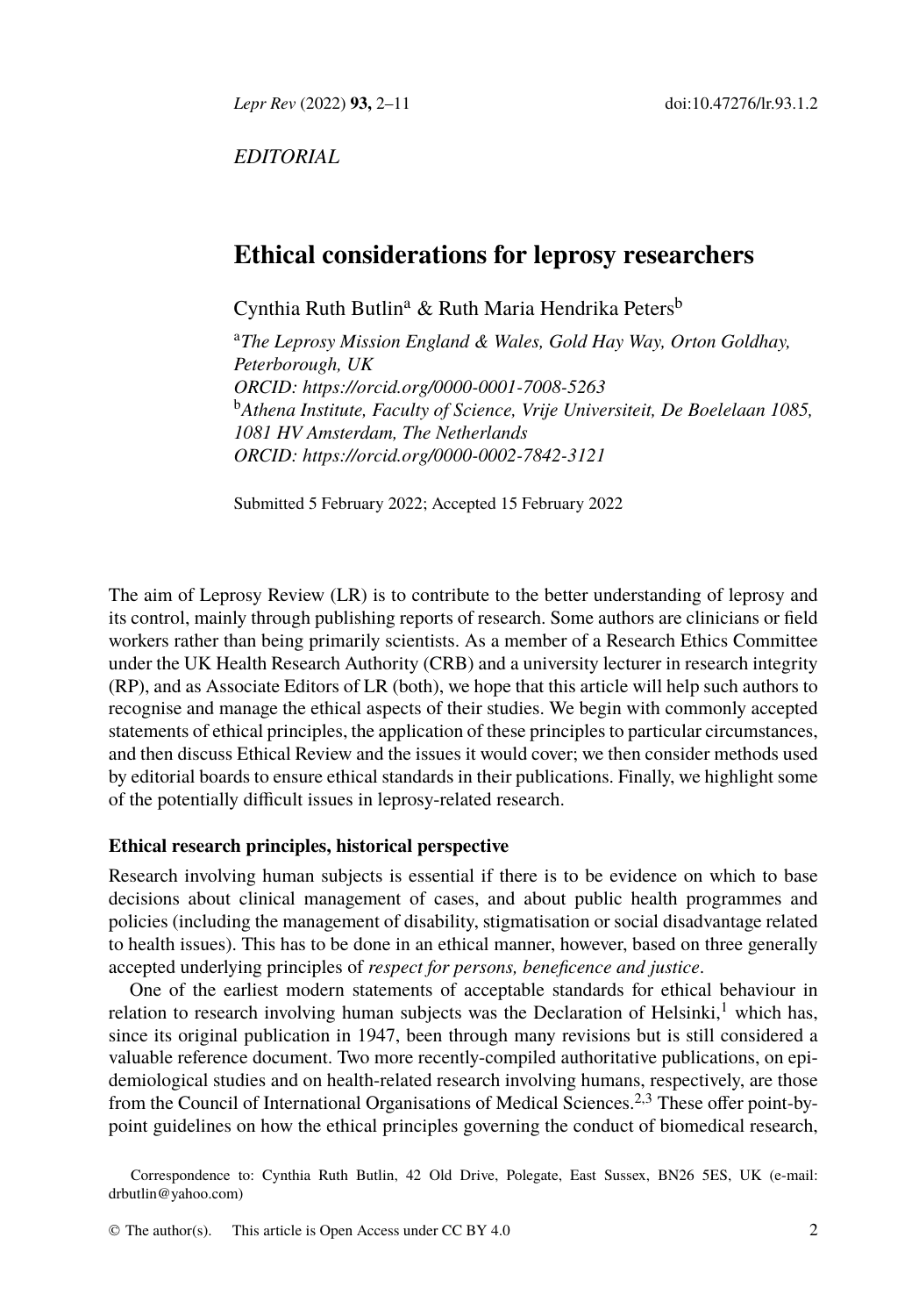*EDITORIAL*

# Ethical considerations for leprosy researchers

Cynthia Ruth Butlin[a] & Ruth Maria Hendrika Peters[b]

[a]*The Leprosy Mission England & Wales, Gold Hay Way, Orton Goldhay, Peterborough, UK*
*ORCID: https://orcid.org/0000-0001-7008-5263*
[b]*Athena Institute, Faculty of Science, Vrije Universiteit, De Boelelaan 1085, 1081 HV Amsterdam, The Netherlands*
*ORCID: https://orcid.org/0000-0002-7842-3121*

Submitted 5 February 2022; Accepted 15 February 2022

The aim of Leprosy Review (LR) is to contribute to the better understanding of leprosy and its control, mainly through publishing reports of research. Some authors are clinicians or field workers rather than being primarily scientists. As a member of a Research Ethics Committee under the UK Health Research Authority (CRB) and a university lecturer in research integrity (RP), and as Associate Editors of LR (both), we hope that this article will help such authors to recognise and manage the ethical aspects of their studies. We begin with commonly accepted statements of ethical principles, the application of these principles to particular circumstances, and then discuss Ethical Review and the issues it would cover; we then consider methods used by editorial boards to ensure ethical standards in their publications. Finally, we highlight some of the potentially difficult issues in leprosy-related research.

## Ethical research principles, historical perspective

Research involving human subjects is essential if there is to be evidence on which to base decisions about clinical management of cases, and about public health programmes and policies (including the management of disability, stigmatisation or social disadvantage related to health issues). This has to be done in an ethical manner, however, based on three generally accepted underlying principles of *respect for persons, beneficence and justice*.

One of the earliest modern statements of acceptable standards for ethical behaviour in relation to research involving human subjects was the Declaration of Helsinki,[1] which has, since its original publication in 1947, been through many revisions but is still considered a valuable reference document. Two more recently-compiled authoritative publications, on epidemiological studies and on health-related research involving humans, respectively, are those from the Council of International Organisations of Medical Sciences.[2,3] These offer point-by-point guidelines on how the ethical principles governing the conduct of biomedical research,

Correspondence to: Cynthia Ruth Butlin, 42 Old Drive, Polegate, East Sussex, BN26 5ES, UK (e-mail: drbutlin@yahoo.com)

© The author(s). This article is Open Access under CC BY 4.0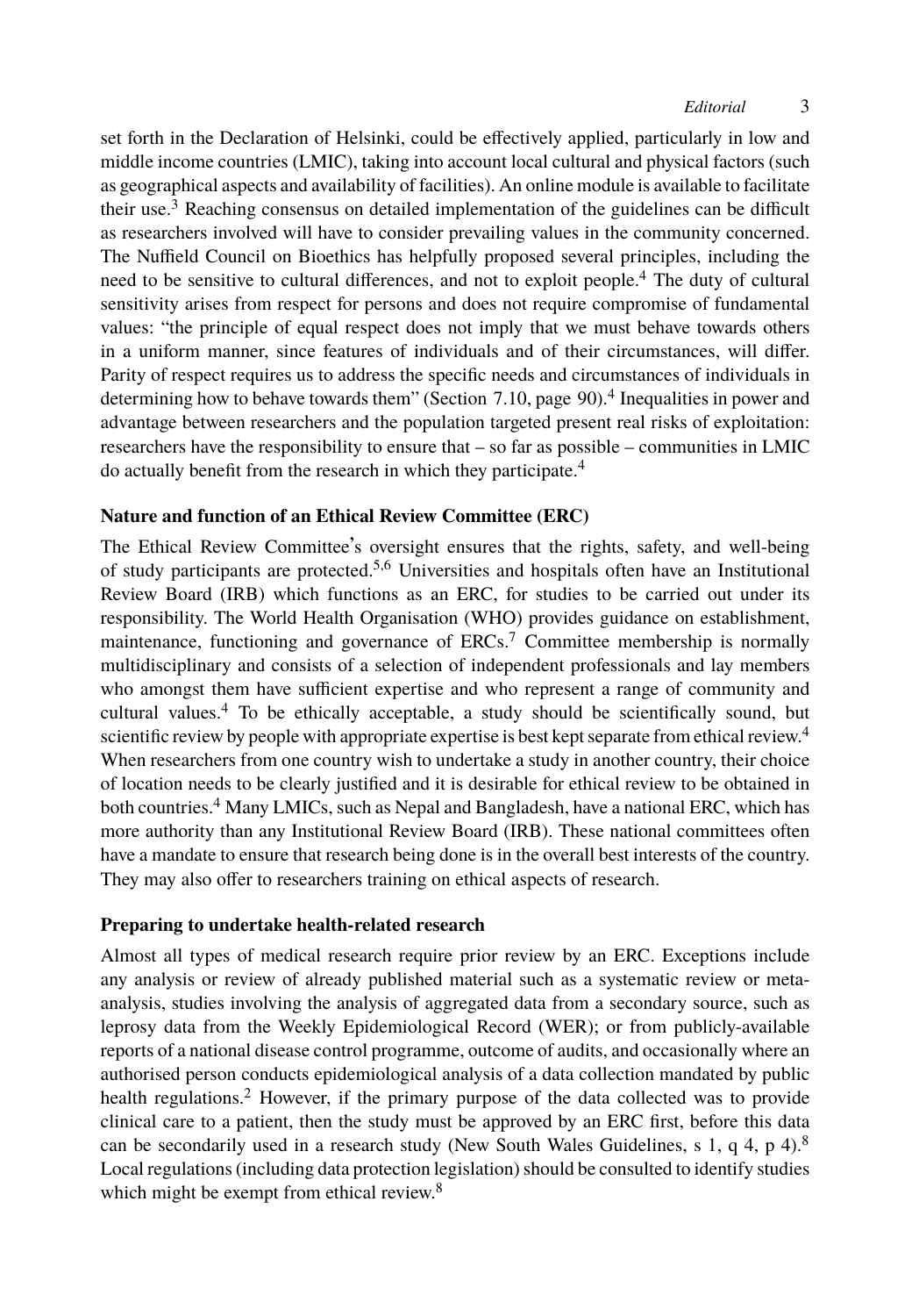set forth in the Declaration of Helsinki, could be effectively applied, particularly in low and middle income countries (LMIC), taking into account local cultural and physical factors (such as geographical aspects and availability of facilities). An online module is available to facilitate their use.[3] Reaching consensus on detailed implementation of the guidelines can be difficult as researchers involved will have to consider prevailing values in the community concerned. The Nuffield Council on Bioethics has helpfully proposed several principles, including the need to be sensitive to cultural differences, and not to exploit people.[4] The duty of cultural sensitivity arises from respect for persons and does not require compromise of fundamental values: "the principle of equal respect does not imply that we must behave towards others in a uniform manner, since features of individuals and of their circumstances, will differ. Parity of respect requires us to address the specific needs and circumstances of individuals in determining how to behave towards them" (Section 7.10, page 90).[4] Inequalities in power and advantage between researchers and the population targeted present real risks of exploitation: researchers have the responsibility to ensure that – so far as possible – communities in LMIC do actually benefit from the research in which they participate.[4]

**Nature and function of an Ethical Review Committee (ERC)**

The Ethical Review Committee's oversight ensures that the rights, safety, and well-being of study participants are protected.[5,6] Universities and hospitals often have an Institutional Review Board (IRB) which functions as an ERC, for studies to be carried out under its responsibility. The World Health Organisation (WHO) provides guidance on establishment, maintenance, functioning and governance of ERCs.[7] Committee membership is normally multidisciplinary and consists of a selection of independent professionals and lay members who amongst them have sufficient expertise and who represent a range of community and cultural values.[4] To be ethically acceptable, a study should be scientifically sound, but scientific review by people with appropriate expertise is best kept separate from ethical review.[4] When researchers from one country wish to undertake a study in another country, their choice of location needs to be clearly justified and it is desirable for ethical review to be obtained in both countries.[4] Many LMICs, such as Nepal and Bangladesh, have a national ERC, which has more authority than any Institutional Review Board (IRB). These national committees often have a mandate to ensure that research being done is in the overall best interests of the country. They may also offer to researchers training on ethical aspects of research.

**Preparing to undertake health-related research**

Almost all types of medical research require prior review by an ERC. Exceptions include any analysis or review of already published material such as a systematic review or meta-analysis, studies involving the analysis of aggregated data from a secondary source, such as leprosy data from the Weekly Epidemiological Record (WER); or from publicly-available reports of a national disease control programme, outcome of audits, and occasionally where an authorised person conducts epidemiological analysis of a data collection mandated by public health regulations.[2] However, if the primary purpose of the data collected was to provide clinical care to a patient, then the study must be approved by an ERC first, before this data can be secondarily used in a research study (New South Wales Guidelines, s 1, q 4, p 4).[8] Local regulations (including data protection legislation) should be consulted to identify studies which might be exempt from ethical review.[8]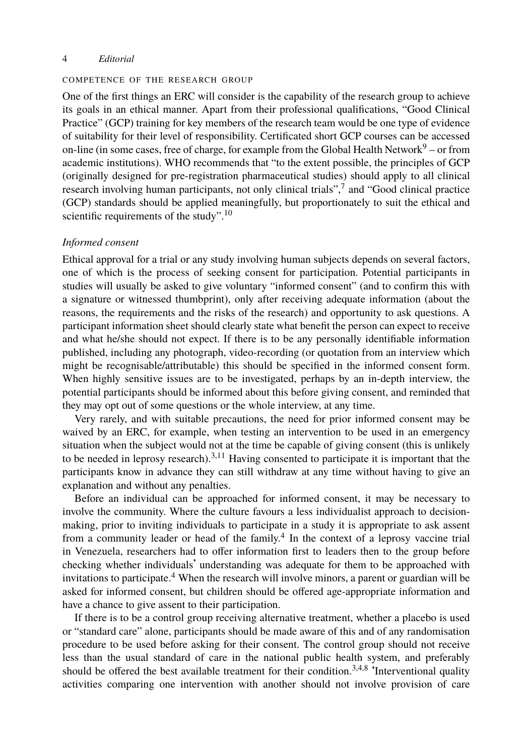## COMPETENCE OF THE RESEARCH GROUP

One of the first things an ERC will consider is the capability of the research group to achieve its goals in an ethical manner. Apart from their professional qualifications, "Good Clinical Practice" (GCP) training for key members of the research team would be one type of evidence of suitability for their level of responsibility. Certificated short GCP courses can be accessed on-line (in some cases, free of charge, for example from the Global Health Network[9] – or from academic institutions). WHO recommends that "to the extent possible, the principles of GCP (originally designed for pre-registration pharmaceutical studies) should apply to all clinical research involving human participants, not only clinical trials",[7] and "Good clinical practice (GCP) standards should be applied meaningfully, but proportionately to suit the ethical and scientific requirements of the study".[10]

### *Informed consent*

Ethical approval for a trial or any study involving human subjects depends on several factors, one of which is the process of seeking consent for participation. Potential participants in studies will usually be asked to give voluntary "informed consent" (and to confirm this with a signature or witnessed thumbprint), only after receiving adequate information (about the reasons, the requirements and the risks of the research) and opportunity to ask questions. A participant information sheet should clearly state what benefit the person can expect to receive and what he/she should not expect. If there is to be any personally identifiable information published, including any photograph, video-recording (or quotation from an interview which might be recognisable/attributable) this should be specified in the informed consent form. When highly sensitive issues are to be investigated, perhaps by an in-depth interview, the potential participants should be informed about this before giving consent, and reminded that they may opt out of some questions or the whole interview, at any time.

Very rarely, and with suitable precautions, the need for prior informed consent may be waived by an ERC, for example, when testing an intervention to be used in an emergency situation when the subject would not at the time be capable of giving consent (this is unlikely to be needed in leprosy research).[3,11] Having consented to participate it is important that the participants know in advance they can still withdraw at any time without having to give an explanation and without any penalties.

Before an individual can be approached for informed consent, it may be necessary to involve the community. Where the culture favours a less individualist approach to decision-making, prior to inviting individuals to participate in a study it is appropriate to ask assent from a community leader or head of the family.[4] In the context of a leprosy vaccine trial in Venezuela, researchers had to offer information first to leaders then to the group before checking whether individuals' understanding was adequate for them to be approached with invitations to participate.[4] When the research will involve minors, a parent or guardian will be asked for informed consent, but children should be offered age-appropriate information and have a chance to give assent to their participation.

If there is to be a control group receiving alternative treatment, whether a placebo is used or "standard care" alone, participants should be made aware of this and of any randomisation procedure to be used before asking for their consent. The control group should not receive less than the usual standard of care in the national public health system, and preferably should be offered the best available treatment for their condition.[3,4,8] 'Interventional quality activities comparing one intervention with another should not involve provision of care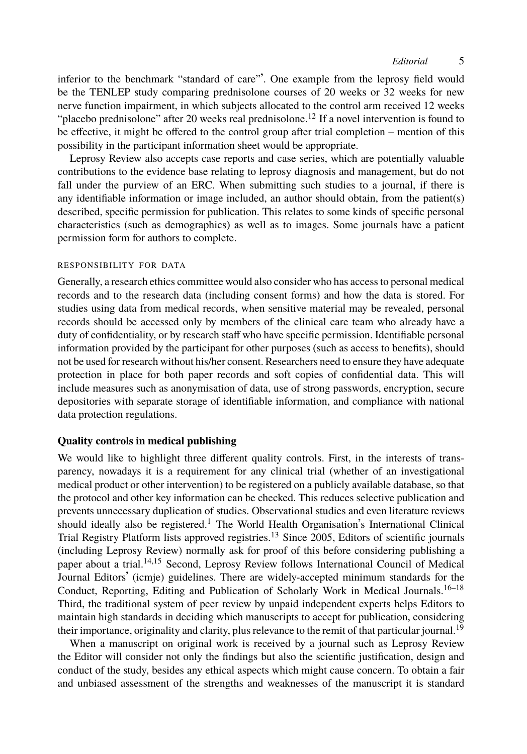inferior to the benchmark "standard of care"'. One example from the leprosy field would be the TENLEP study comparing prednisolone courses of 20 weeks or 32 weeks for new nerve function impairment, in which subjects allocated to the control arm received 12 weeks "placebo prednisolone" after 20 weeks real prednisolone.[12] If a novel intervention is found to be effective, it might be offered to the control group after trial completion – mention of this possibility in the participant information sheet would be appropriate.

Leprosy Review also accepts case reports and case series, which are potentially valuable contributions to the evidence base relating to leprosy diagnosis and management, but do not fall under the purview of an ERC. When submitting such studies to a journal, if there is any identifiable information or image included, an author should obtain, from the patient(s) described, specific permission for publication. This relates to some kinds of specific personal characteristics (such as demographics) as well as to images. Some journals have a patient permission form for authors to complete.

#### RESPONSIBILITY FOR DATA

Generally, a research ethics committee would also consider who has access to personal medical records and to the research data (including consent forms) and how the data is stored. For studies using data from medical records, when sensitive material may be revealed, personal records should be accessed only by members of the clinical care team who already have a duty of confidentiality, or by research staff who have specific permission. Identifiable personal information provided by the participant for other purposes (such as access to benefits), should not be used for research without his/her consent. Researchers need to ensure they have adequate protection in place for both paper records and soft copies of confidential data. This will include measures such as anonymisation of data, use of strong passwords, encryption, secure depositories with separate storage of identifiable information, and compliance with national data protection regulations.

### Quality controls in medical publishing

We would like to highlight three different quality controls. First, in the interests of transparency, nowadays it is a requirement for any clinical trial (whether of an investigational medical product or other intervention) to be registered on a publicly available database, so that the protocol and other key information can be checked. This reduces selective publication and prevents unnecessary duplication of studies. Observational studies and even literature reviews should ideally also be registered.[1] The World Health Organisation's International Clinical Trial Registry Platform lists approved registries.[13] Since 2005, Editors of scientific journals (including Leprosy Review) normally ask for proof of this before considering publishing a paper about a trial.[14,15] Second, Leprosy Review follows International Council of Medical Journal Editors' (icmje) guidelines. There are widely-accepted minimum standards for the Conduct, Reporting, Editing and Publication of Scholarly Work in Medical Journals.[16–18] Third, the traditional system of peer review by unpaid independent experts helps Editors to maintain high standards in deciding which manuscripts to accept for publication, considering their importance, originality and clarity, plus relevance to the remit of that particular journal.[19]

When a manuscript on original work is received by a journal such as Leprosy Review the Editor will consider not only the findings but also the scientific justification, design and conduct of the study, besides any ethical aspects which might cause concern. To obtain a fair and unbiased assessment of the strengths and weaknesses of the manuscript it is standard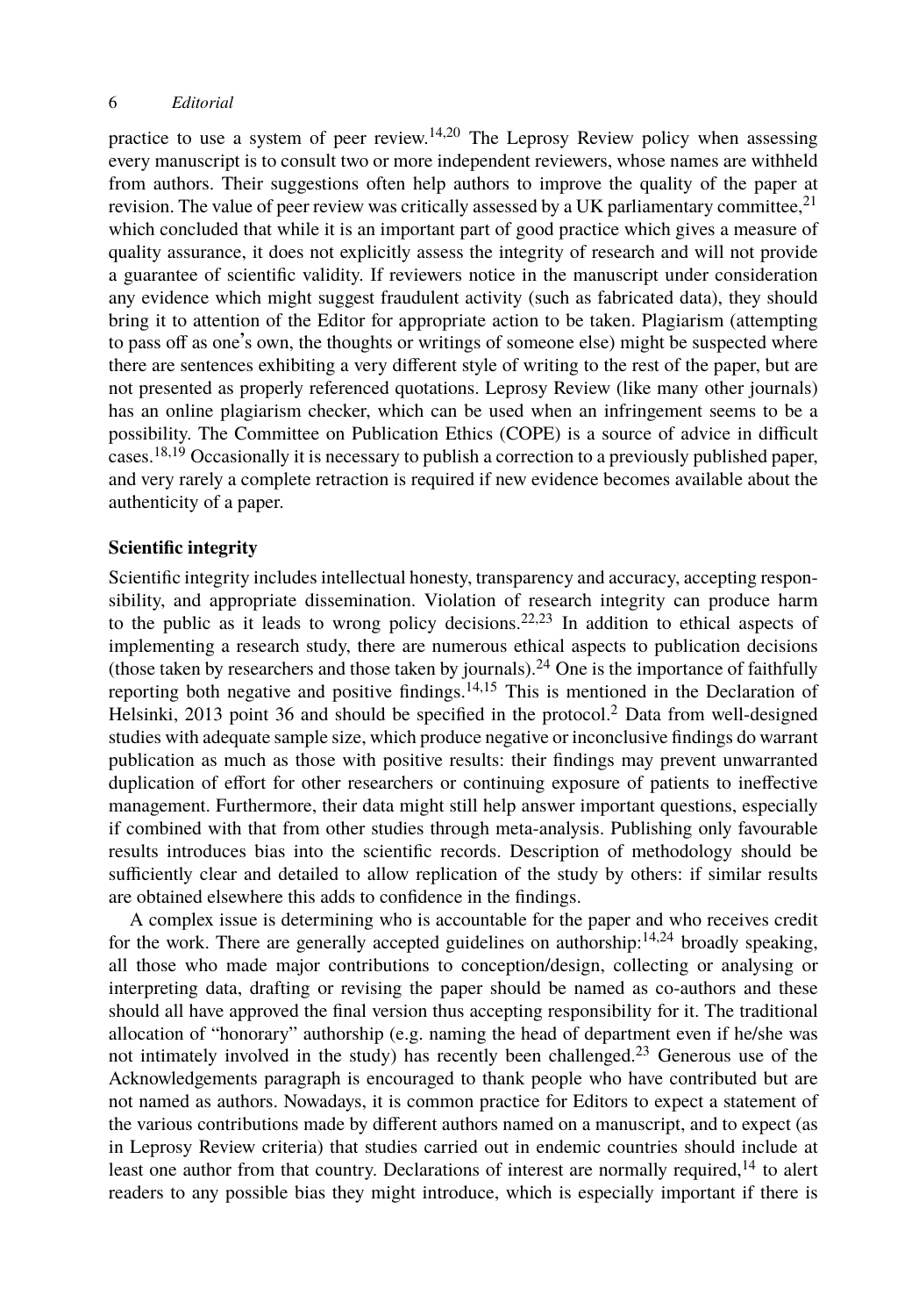practice to use a system of peer review.[14,20] The Leprosy Review policy when assessing every manuscript is to consult two or more independent reviewers, whose names are withheld from authors. Their suggestions often help authors to improve the quality of the paper at revision. The value of peer review was critically assessed by a UK parliamentary committee,[21] which concluded that while it is an important part of good practice which gives a measure of quality assurance, it does not explicitly assess the integrity of research and will not provide a guarantee of scientific validity. If reviewers notice in the manuscript under consideration any evidence which might suggest fraudulent activity (such as fabricated data), they should bring it to attention of the Editor for appropriate action to be taken. Plagiarism (attempting to pass off as one's own, the thoughts or writings of someone else) might be suspected where there are sentences exhibiting a very different style of writing to the rest of the paper, but are not presented as properly referenced quotations. Leprosy Review (like many other journals) has an online plagiarism checker, which can be used when an infringement seems to be a possibility. The Committee on Publication Ethics (COPE) is a source of advice in difficult cases.[18,19] Occasionally it is necessary to publish a correction to a previously published paper, and very rarely a complete retraction is required if new evidence becomes available about the authenticity of a paper.

## Scientific integrity

Scientific integrity includes intellectual honesty, transparency and accuracy, accepting responsibility, and appropriate dissemination. Violation of research integrity can produce harm to the public as it leads to wrong policy decisions.[22,23] In addition to ethical aspects of implementing a research study, there are numerous ethical aspects to publication decisions (those taken by researchers and those taken by journals).[24] One is the importance of faithfully reporting both negative and positive findings.[14,15] This is mentioned in the Declaration of Helsinki, 2013 point 36 and should be specified in the protocol.[2] Data from well-designed studies with adequate sample size, which produce negative or inconclusive findings do warrant publication as much as those with positive results: their findings may prevent unwarranted duplication of effort for other researchers or continuing exposure of patients to ineffective management. Furthermore, their data might still help answer important questions, especially if combined with that from other studies through meta-analysis. Publishing only favourable results introduces bias into the scientific records. Description of methodology should be sufficiently clear and detailed to allow replication of the study by others: if similar results are obtained elsewhere this adds to confidence in the findings.

A complex issue is determining who is accountable for the paper and who receives credit for the work. There are generally accepted guidelines on authorship:[14,24] broadly speaking, all those who made major contributions to conception/design, collecting or analysing or interpreting data, drafting or revising the paper should be named as co-authors and these should all have approved the final version thus accepting responsibility for it. The traditional allocation of "honorary" authorship (e.g. naming the head of department even if he/she was not intimately involved in the study) has recently been challenged.[23] Generous use of the Acknowledgements paragraph is encouraged to thank people who have contributed but are not named as authors. Nowadays, it is common practice for Editors to expect a statement of the various contributions made by different authors named on a manuscript, and to expect (as in Leprosy Review criteria) that studies carried out in endemic countries should include at least one author from that country. Declarations of interest are normally required,[14] to alert readers to any possible bias they might introduce, which is especially important if there is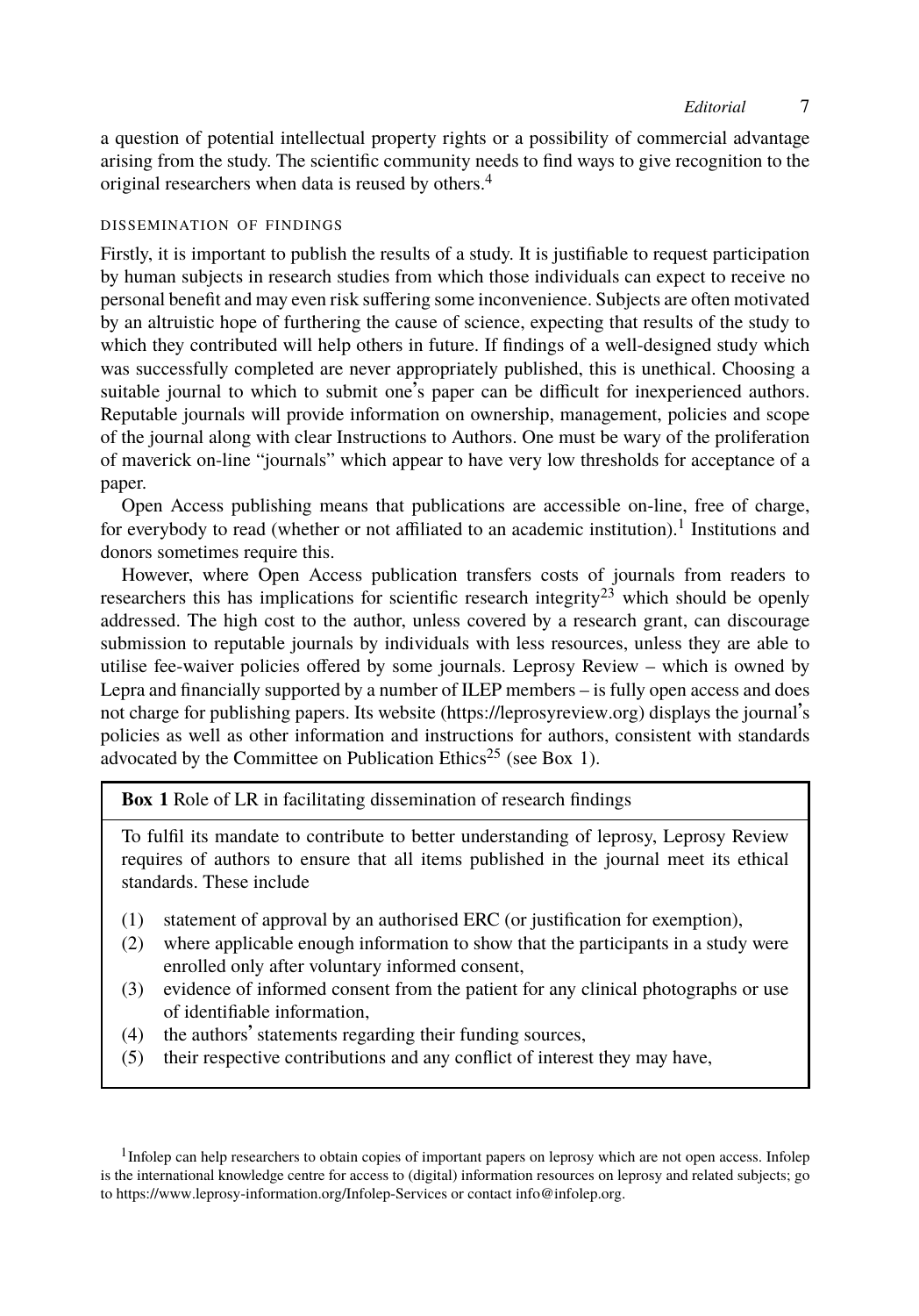a question of potential intellectual property rights or a possibility of commercial advantage arising from the study. The scientific community needs to find ways to give recognition to the original researchers when data is reused by others.[4]

### DISSEMINATION OF FINDINGS

Firstly, it is important to publish the results of a study. It is justifiable to request participation by human subjects in research studies from which those individuals can expect to receive no personal benefit and may even risk suffering some inconvenience. Subjects are often motivated by an altruistic hope of furthering the cause of science, expecting that results of the study to which they contributed will help others in future. If findings of a well-designed study which was successfully completed are never appropriately published, this is unethical. Choosing a suitable journal to which to submit one's paper can be difficult for inexperienced authors. Reputable journals will provide information on ownership, management, policies and scope of the journal along with clear Instructions to Authors. One must be wary of the proliferation of maverick on-line "journals" which appear to have very low thresholds for acceptance of a paper.

Open Access publishing means that publications are accessible on-line, free of charge, for everybody to read (whether or not affiliated to an academic institution).[1] Institutions and donors sometimes require this.

However, where Open Access publication transfers costs of journals from readers to researchers this has implications for scientific research integrity[23] which should be openly addressed. The high cost to the author, unless covered by a research grant, can discourage submission to reputable journals by individuals with less resources, unless they are able to utilise fee-waiver policies offered by some journals. Leprosy Review – which is owned by Lepra and financially supported by a number of ILEP members – is fully open access and does not charge for publishing papers. Its website (https://leprosyreview.org) displays the journal's policies as well as other information and instructions for authors, consistent with standards advocated by the Committee on Publication Ethics[25] (see Box 1).

**Box 1** Role of LR in facilitating dissemination of research findings

To fulfil its mandate to contribute to better understanding of leprosy, Leprosy Review requires of authors to ensure that all items published in the journal meet its ethical standards. These include

(1) statement of approval by an authorised ERC (or justification for exemption),
(2) where applicable enough information to show that the participants in a study were enrolled only after voluntary informed consent,
(3) evidence of informed consent from the patient for any clinical photographs or use of identifiable information,
(4) the authors' statements regarding their funding sources,
(5) their respective contributions and any conflict of interest they may have,

[1] Infolep can help researchers to obtain copies of important papers on leprosy which are not open access. Infolep is the international knowledge centre for access to (digital) information resources on leprosy and related subjects; go to https://www.leprosy-information.org/Infolep-Services or contact info@infolep.org.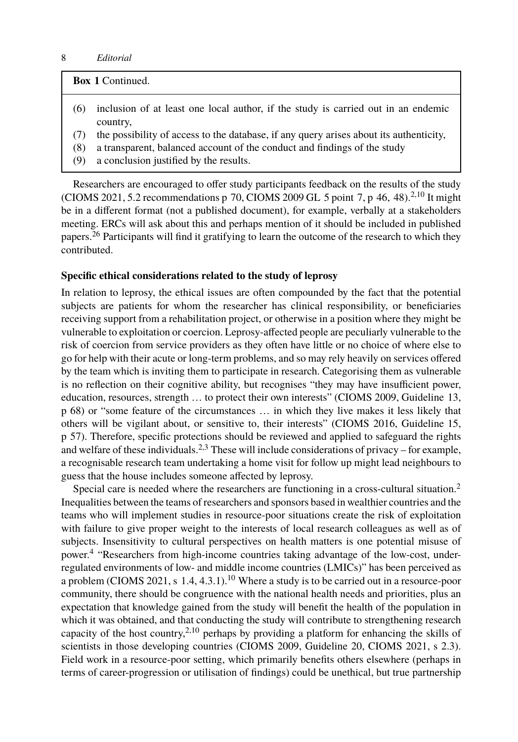**Box 1** Continued.

(6) inclusion of at least one local author, if the study is carried out in an endemic country,
(7) the possibility of access to the database, if any query arises about its authenticity,
(8) a transparent, balanced account of the conduct and findings of the study
(9) a conclusion justified by the results.

Researchers are encouraged to offer study participants feedback on the results of the study (CIOMS 2021, 5.2 recommendations p 70, CIOMS 2009 GL 5 point 7, p 46, 48).[2,10] It might be in a different format (not a published document), for example, verbally at a stakeholders meeting. ERCs will ask about this and perhaps mention of it should be included in published papers.[26] Participants will find it gratifying to learn the outcome of the research to which they contributed.

**Specific ethical considerations related to the study of leprosy**

In relation to leprosy, the ethical issues are often compounded by the fact that the potential subjects are patients for whom the researcher has clinical responsibility, or beneficiaries receiving support from a rehabilitation project, or otherwise in a position where they might be vulnerable to exploitation or coercion. Leprosy-affected people are peculiarly vulnerable to the risk of coercion from service providers as they often have little or no choice of where else to go for help with their acute or long-term problems, and so may rely heavily on services offered by the team which is inviting them to participate in research. Categorising them as vulnerable is no reflection on their cognitive ability, but recognises "they may have insufficient power, education, resources, strength … to protect their own interests" (CIOMS 2009, Guideline 13, p 68) or "some feature of the circumstances … in which they live makes it less likely that others will be vigilant about, or sensitive to, their interests" (CIOMS 2016, Guideline 15, p 57). Therefore, specific protections should be reviewed and applied to safeguard the rights and welfare of these individuals.[2,3] These will include considerations of privacy – for example, a recognisable research team undertaking a home visit for follow up might lead neighbours to guess that the house includes someone affected by leprosy.

Special care is needed where the researchers are functioning in a cross-cultural situation.[2] Inequalities between the teams of researchers and sponsors based in wealthier countries and the teams who will implement studies in resource-poor situations create the risk of exploitation with failure to give proper weight to the interests of local research colleagues as well as of subjects. Insensitivity to cultural perspectives on health matters is one potential misuse of power.[4] "Researchers from high-income countries taking advantage of the low-cost, under-regulated environments of low- and middle income countries (LMICs)" has been perceived as a problem (CIOMS 2021, s 1.4, 4.3.1).[10] Where a study is to be carried out in a resource-poor community, there should be congruence with the national health needs and priorities, plus an expectation that knowledge gained from the study will benefit the health of the population in which it was obtained, and that conducting the study will contribute to strengthening research capacity of the host country,[2,10] perhaps by providing a platform for enhancing the skills of scientists in those developing countries (CIOMS 2009, Guideline 20, CIOMS 2021, s 2.3). Field work in a resource-poor setting, which primarily benefits others elsewhere (perhaps in terms of career-progression or utilisation of findings) could be unethical, but true partnership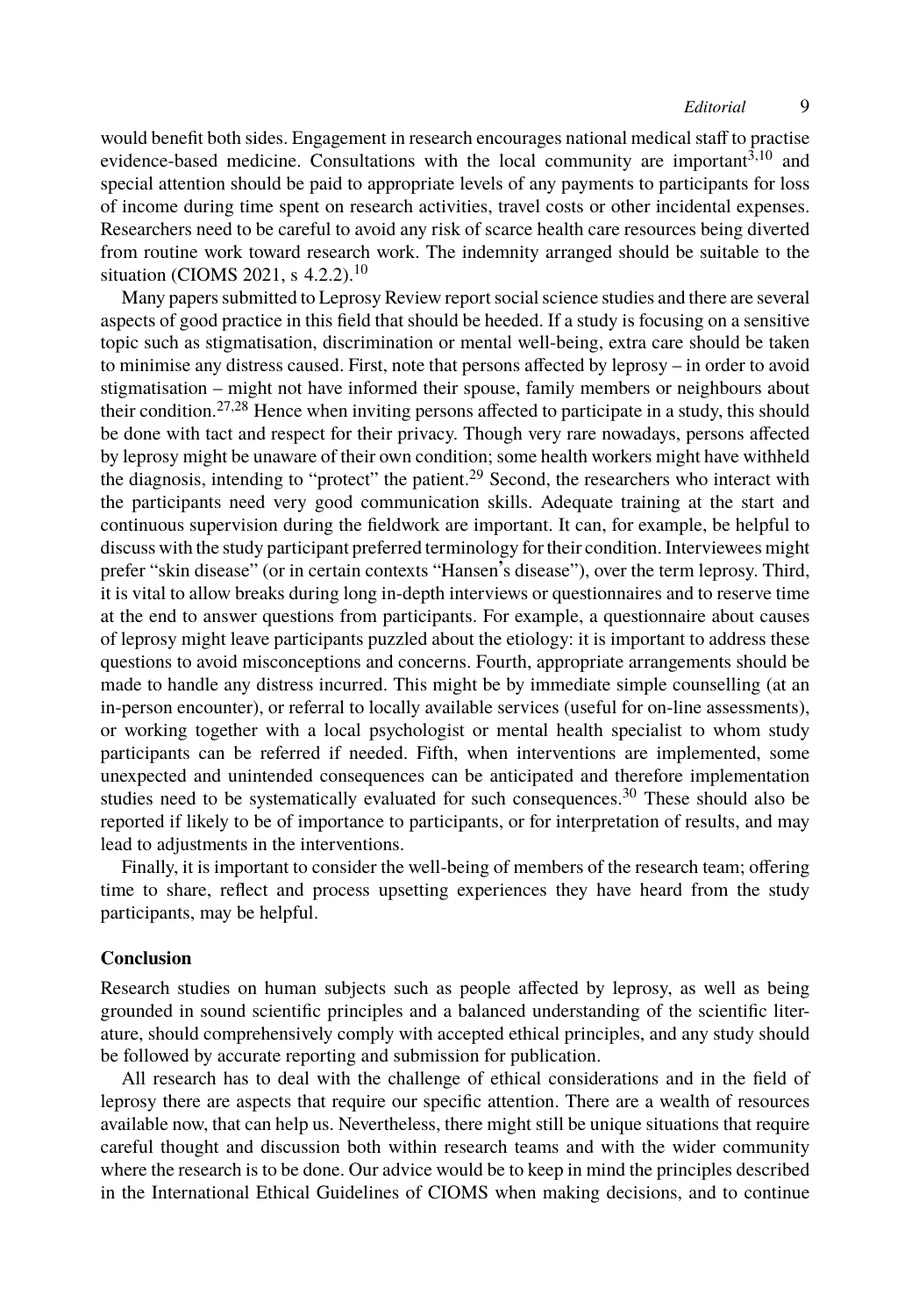would benefit both sides. Engagement in research encourages national medical staff to practise evidence-based medicine. Consultations with the local community are important[3,10] and special attention should be paid to appropriate levels of any payments to participants for loss of income during time spent on research activities, travel costs or other incidental expenses. Researchers need to be careful to avoid any risk of scarce health care resources being diverted from routine work toward research work. The indemnity arranged should be suitable to the situation (CIOMS 2021, s 4.2.2).[10]

Many papers submitted to Leprosy Review report social science studies and there are several aspects of good practice in this field that should be heeded. If a study is focusing on a sensitive topic such as stigmatisation, discrimination or mental well-being, extra care should be taken to minimise any distress caused. First, note that persons affected by leprosy – in order to avoid stigmatisation – might not have informed their spouse, family members or neighbours about their condition.[27,28] Hence when inviting persons affected to participate in a study, this should be done with tact and respect for their privacy. Though very rare nowadays, persons affected by leprosy might be unaware of their own condition; some health workers might have withheld the diagnosis, intending to "protect" the patient.[29] Second, the researchers who interact with the participants need very good communication skills. Adequate training at the start and continuous supervision during the fieldwork are important. It can, for example, be helpful to discuss with the study participant preferred terminology for their condition. Interviewees might prefer "skin disease" (or in certain contexts "Hansen's disease"), over the term leprosy. Third, it is vital to allow breaks during long in-depth interviews or questionnaires and to reserve time at the end to answer questions from participants. For example, a questionnaire about causes of leprosy might leave participants puzzled about the etiology: it is important to address these questions to avoid misconceptions and concerns. Fourth, appropriate arrangements should be made to handle any distress incurred. This might be by immediate simple counselling (at an in-person encounter), or referral to locally available services (useful for on-line assessments), or working together with a local psychologist or mental health specialist to whom study participants can be referred if needed. Fifth, when interventions are implemented, some unexpected and unintended consequences can be anticipated and therefore implementation studies need to be systematically evaluated for such consequences.[30] These should also be reported if likely to be of importance to participants, or for interpretation of results, and may lead to adjustments in the interventions.

Finally, it is important to consider the well-being of members of the research team; offering time to share, reflect and process upsetting experiences they have heard from the study participants, may be helpful.

## Conclusion

Research studies on human subjects such as people affected by leprosy, as well as being grounded in sound scientific principles and a balanced understanding of the scientific literature, should comprehensively comply with accepted ethical principles, and any study should be followed by accurate reporting and submission for publication.

All research has to deal with the challenge of ethical considerations and in the field of leprosy there are aspects that require our specific attention. There are a wealth of resources available now, that can help us. Nevertheless, there might still be unique situations that require careful thought and discussion both within research teams and with the wider community where the research is to be done. Our advice would be to keep in mind the principles described in the International Ethical Guidelines of CIOMS when making decisions, and to continue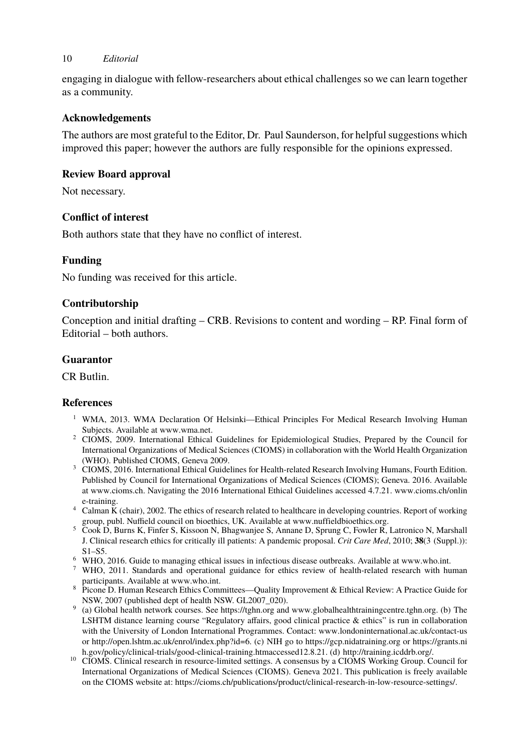engaging in dialogue with fellow-researchers about ethical challenges so we can learn together as a community.

## Acknowledgements

The authors are most grateful to the Editor, Dr. Paul Saunderson, for helpful suggestions which improved this paper; however the authors are fully responsible for the opinions expressed.

## Review Board approval

Not necessary.

## Conflict of interest

Both authors state that they have no conflict of interest.

## Funding

No funding was received for this article.

## Contributorship

Conception and initial drafting – CRB. Revisions to content and wording – RP. Final form of Editorial – both authors.

## Guarantor

CR Butlin.

## References

1. WMA, 2013. WMA Declaration Of Helsinki—Ethical Principles For Medical Research Involving Human Subjects. Available at www.wma.net.
2. CIOMS, 2009. International Ethical Guidelines for Epidemiological Studies, Prepared by the Council for International Organizations of Medical Sciences (CIOMS) in collaboration with the World Health Organization (WHO). Published CIOMS, Geneva 2009.
3. CIOMS, 2016. International Ethical Guidelines for Health-related Research Involving Humans, Fourth Edition. Published by Council for International Organizations of Medical Sciences (CIOMS); Geneva. 2016. Available at www.cioms.ch. Navigating the 2016 International Ethical Guidelines accessed 4.7.21. www.cioms.ch/online-training.
4. Calman K (chair), 2002. The ethics of research related to healthcare in developing countries. Report of working group, publ. Nuffield council on bioethics, UK. Available at www.nuffieldbioethics.org.
5. Cook D, Burns K, Finfer S, Kissoon N, Bhagwanjee S, Annane D, Sprung C, Fowler R, Latronico N, Marshall J. Clinical research ethics for critically ill patients: A pandemic proposal. *Crit Care Med*, 2010; **38**(3 (Suppl.)): S1–S5.
6. WHO, 2016. Guide to managing ethical issues in infectious disease outbreaks. Available at www.who.int.
7. WHO, 2011. Standards and operational guidance for ethics review of health-related research with human participants. Available at www.who.int.
8. Picone D. Human Research Ethics Committees—Quality Improvement & Ethical Review: A Practice Guide for NSW, 2007 (published dept of health NSW. GL2007_020).
9. (a) Global health network courses. See https://tghn.org and www.globalhealthtrainingcentre.tghn.org. (b) The LSHTM distance learning course "Regulatory affairs, good clinical practice & ethics" is run in collaboration with the University of London International Programmes. Contact: www.londoninternational.ac.uk/contact-us or http://open.lshtm.ac.uk/enrol/index.php?id=6. (c) NIH go to https://gcp.nidatraining.org or https://grants.nih.gov/policy/clinical-trials/good-clinical-training.htmaccessed12.8.21. (d) http://training.icddrb.org/.
10. CIOMS. Clinical research in resource-limited settings. A consensus by a CIOMS Working Group. Council for International Organizations of Medical Sciences (CIOMS). Geneva 2021. This publication is freely available on the CIOMS website at: https://cioms.ch/publications/product/clinical-research-in-low-resource-settings/.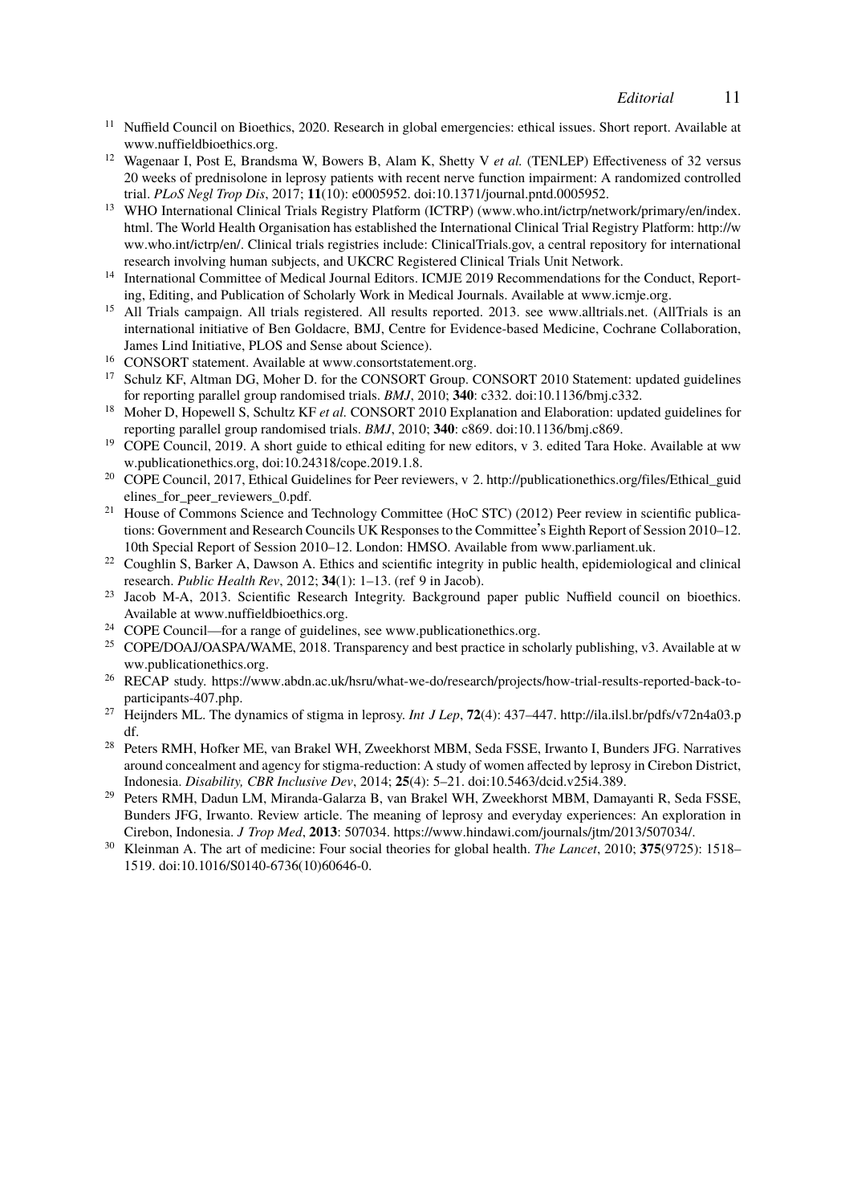[11] Nuffield Council on Bioethics, 2020. Research in global emergencies: ethical issues. Short report. Available at www.nuffieldbioethics.org.

[12] Wagenaar I, Post E, Brandsma W, Bowers B, Alam K, Shetty V *et al.* (TENLEP) Effectiveness of 32 versus 20 weeks of prednisolone in leprosy patients with recent nerve function impairment: A randomized controlled trial. *PLoS Negl Trop Dis*, 2017; **11**(10): e0005952. doi:10.1371/journal.pntd.0005952.

[13] WHO International Clinical Trials Registry Platform (ICTRP) (www.who.int/ictrp/network/primary/en/index.html. The World Health Organisation has established the International Clinical Trial Registry Platform: http://www.who.int/ictrp/en/. Clinical trials registries include: ClinicalTrials.gov, a central repository for international research involving human subjects, and UKCRC Registered Clinical Trials Unit Network.

[14] International Committee of Medical Journal Editors. ICMJE 2019 Recommendations for the Conduct, Reporting, Editing, and Publication of Scholarly Work in Medical Journals. Available at www.icmje.org.

[15] All Trials campaign. All trials registered. All results reported. 2013. see www.alltrials.net. (AllTrials is an international initiative of Ben Goldacre, BMJ, Centre for Evidence-based Medicine, Cochrane Collaboration, James Lind Initiative, PLOS and Sense about Science).

[16] CONSORT statement. Available at www.consortstatement.org.

[17] Schulz KF, Altman DG, Moher D. for the CONSORT Group. CONSORT 2010 Statement: updated guidelines for reporting parallel group randomised trials. *BMJ*, 2010; **340**: c332. doi:10.1136/bmj.c332.

[18] Moher D, Hopewell S, Schultz KF *et al.* CONSORT 2010 Explanation and Elaboration: updated guidelines for reporting parallel group randomised trials. *BMJ*, 2010; **340**: c869. doi:10.1136/bmj.c869.

[19] COPE Council, 2019. A short guide to ethical editing for new editors, v 3. edited Tara Hoke. Available at www.publicationethics.org, doi:10.24318/cope.2019.1.8.

[20] COPE Council, 2017, Ethical Guidelines for Peer reviewers, v 2. http://publicationethics.org/files/Ethical_guidelines_for_peer_reviewers_0.pdf.

[21] House of Commons Science and Technology Committee (HoC STC) (2012) Peer review in scientific publications: Government and Research Councils UK Responses to the Committee's Eighth Report of Session 2010–12. 10th Special Report of Session 2010–12. London: HMSO. Available from www.parliament.uk.

[22] Coughlin S, Barker A, Dawson A. Ethics and scientific integrity in public health, epidemiological and clinical research. *Public Health Rev*, 2012; **34**(1): 1–13. (ref 9 in Jacob).

[23] Jacob M-A, 2013. Scientific Research Integrity. Background paper public Nuffield council on bioethics. Available at www.nuffieldbioethics.org.

[24] COPE Council—for a range of guidelines, see www.publicationethics.org.

[25] COPE/DOAJ/OASPA/WAME, 2018. Transparency and best practice in scholarly publishing, v3. Available at www.publicationethics.org.

[26] RECAP study. https://www.abdn.ac.uk/hsru/what-we-do/research/projects/how-trial-results-reported-back-to-participants-407.php.

[27] Heijnders ML. The dynamics of stigma in leprosy. *Int J Lep*, **72**(4): 437–447. http://ila.ilsl.br/pdfs/v72n4a03.pdf.

[28] Peters RMH, Hofker ME, van Brakel WH, Zweekhorst MBM, Seda FSSE, Irwanto I, Bunders JFG. Narratives around concealment and agency for stigma-reduction: A study of women affected by leprosy in Cirebon District, Indonesia. *Disability, CBR Inclusive Dev*, 2014; **25**(4): 5–21. doi:10.5463/dcid.v25i4.389.

[29] Peters RMH, Dadun LM, Miranda-Galarza B, van Brakel WH, Zweekhorst MBM, Damayanti R, Seda FSSE, Bunders JFG, Irwanto. Review article. The meaning of leprosy and everyday experiences: An exploration in Cirebon, Indonesia. *J Trop Med*, **2013**: 507034. https://www.hindawi.com/journals/jtm/2013/507034/.

[30] Kleinman A. The art of medicine: Four social theories for global health. *The Lancet*, 2010; **375**(9725): 1518–1519. doi:10.1016/S0140-6736(10)60646-0.